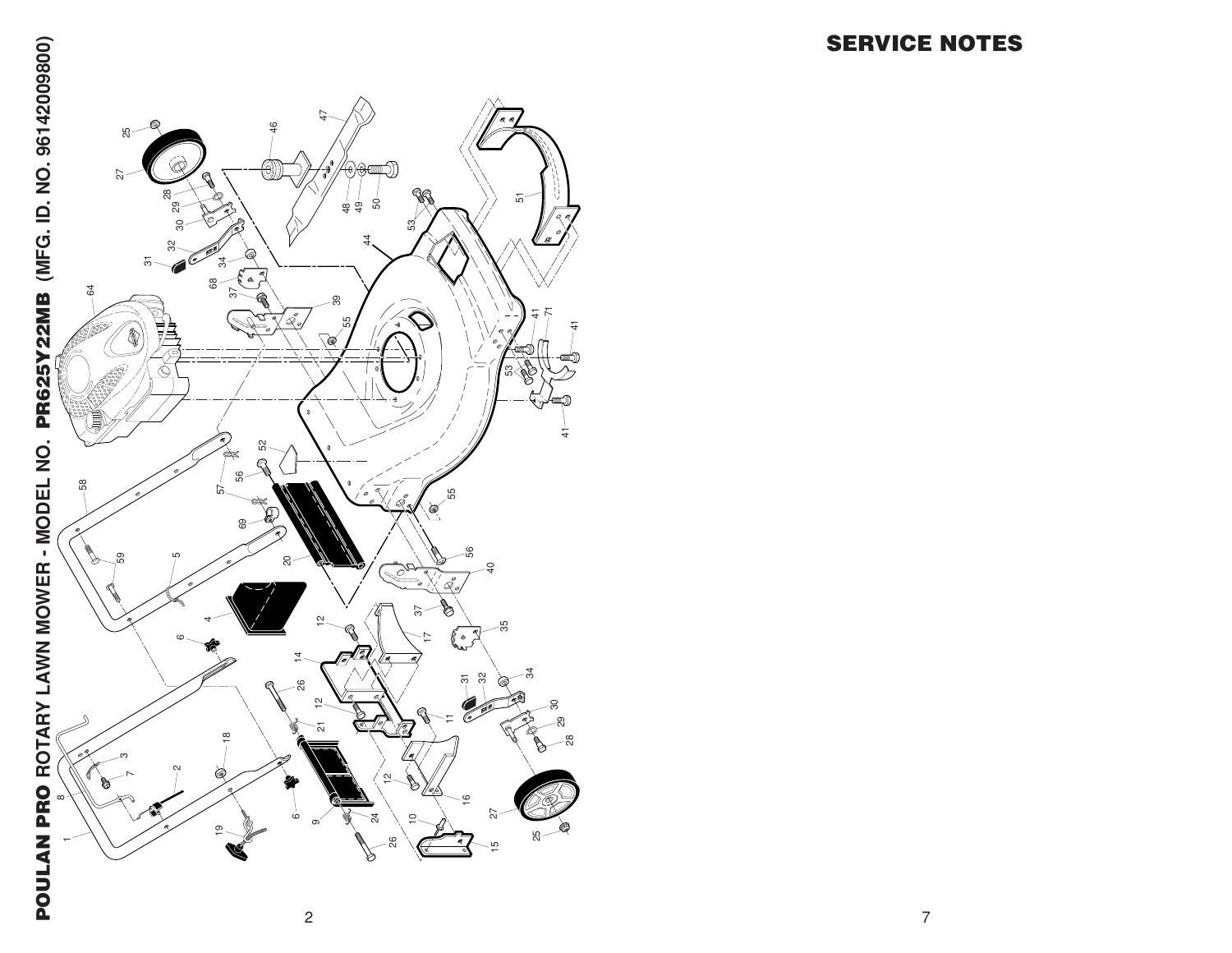# POULAN PRO ROTARY LAWN MOWER - MODEL NO. PR625Y22MB (MFG. ID. NO. 96142009800)

# SERVICE NOTES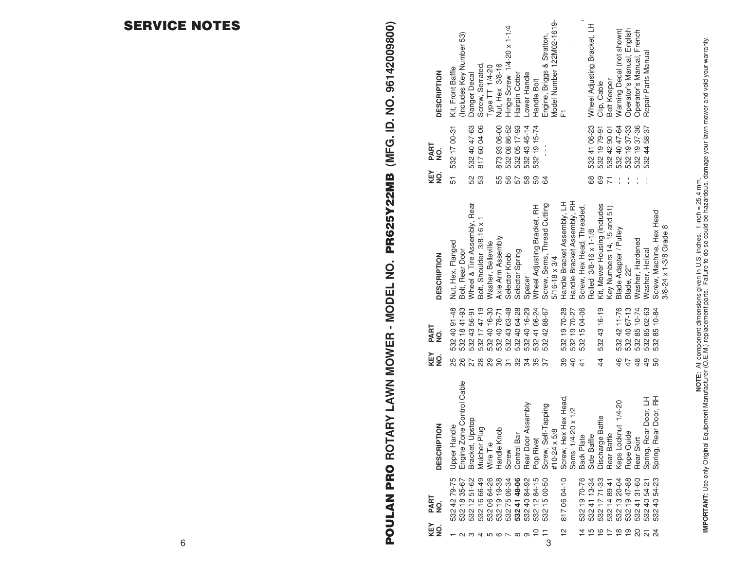## SERVICE NOTES

# POULAN PRO ROTARY LAWN MOWER - MODEL NO. PR625Y22MB (MFG. ID. NO. 96142009800)

| KEY NO. | PART NO. | DESCRIPTION |
|---|---|---|
| 1 | 532 42 79-75 | Upper Handle |
| 2 | 532 18 35-67 | Engine Zone Control Cable |
| 3 | 532 12 51-62 | Bracket, Upstop |
| 4 | 532 16 66-49 | Mulcher Plug |
| 5 | 532 06 64-26 | Wire Tie |
| 6 | 532 19 19-38 | Handle Knob |
| 7 | 532 75 06-34 | Screw |
| 8 | **532 41 48-06** | Control Bar |
| 9 | 532 40 84-92 | Rear Door Assembly |
| 10 | 532 12 84-15 | Pop Rivet |
| 11 | 532 15 00-50 | Screw, Self-Tapping #10-24 x 5/8 |
| 12 | 817 06 04-10 | Screw, Hex Hex Head, Sems 1/4-20 x 1/2 |
| 14 | 532 19 70-76 | Back Plate |
| 15 | 532 41 13-34 | Side Baffle |
| 16 | 532 17 71-33 | Discharge Baffle |
| 17 | 532 14 89-41 | Rear Baffle |
| 18 | 532 13 20-04 | Keps Locknut 1/4-20 |
| 19 | 532 19 47-88 | Rope Guide |
| 20 | 532 41 31-60 | Rear Skirt |
| 21 | 532 40 54-21 | Spring, Rear Door, LH |
| 24 | 532 40 54-23 | Spring, Rear Door, RH |
| 25 | 532 40 91-48 | Nut, Hex, Flanged |
| 26 | 532 18 41-93 | Bolt, Rear Door |
| 27 | 532 43 56-91 | Wheel & Tire Assembly, Rear |
| 28 | 532 17 47-19 | Bolt, Shoulder 3/8-16 x 1 |
| 29 | 532 40 16-30 | Washer, Belleville |
| 30 | 532 40 78-71 | Axle Arm Assembly |
| 31 | 532 43 63-48 | Selector Knob |
| 32 | 532 40 64-28 | Selector Spring |
| 34 | 532 40 16-29 | Spacer |
| 35 | 532 41 06-24 | Wheel Adjusting Bracket, RH |
| 37 | 532 42 88-67 | Screw, Sems, Thread Cutting 5/16-18 x 3/4 |
| 39 | 532 19 70-28 | Handle Bracket Assembly, LH |
| 40 | 532 19 70-27 | Handle Bracket Assembly, RH |
| 41 | 532 15 04-06 | Screw, Hex Head, Threaded, Rolled 3/8-16 x 1-1/8 |
| 44 | 532 43 16-19 | Kit, Mower Housing (Includes Key Numbers 14, 15 and 51) |
| 46 | 532 42 11-76 | Blade Adapter / Pulley |
| 47 | 532 40 67-13 | Blade, 22" |
| 48 | 532 85 10-74 | Washer, Hardened |
| 49 | 532 85 02-63 | Washer, Helical |
| 50 | 532 85 10-84 | Screw, Machine, Hex Head 3/8-24 x 1-3/8 Grade 8 |
| 51 | 532 17 00-31 | Kit, Front Baffle (Includes Key Number 53) |
| 52 | 532 40 47-63 | Danger Decal |
| 53 | 817 60 04-06 | Screw, Serrated, Type TT 1/4-20 |
| 55 | 873 93 06-00 | Nut, Hex 3/8-16 |
| 56 | 532 08 86-52 | Hinge Screw 1/4-20 x 1-1/4 |
| 57 | 532 05 17-93 | Hairpin Cotter |
| 58 | 532 43 45-14 | Lower Handle |
| 59 | 532 19 15-74 | Handle Bolt |
| 64 | - - - | Engine, Briggs & Stratton, Model Number 122M02-1619-F1 |
| 68 | 532 41 06-23 | Wheel Adjusting Bracket, LH |
| 69 | 532 19 79-91 | Clip, Cable |
| 71 | 532 42 90-01 | Belt Keeper |
| - - | 532 40 47-64 | Warning Decal (not shown) |
| - - | 532 19 37-33 | Operator's Manual, English |
| - - | 532 19 37-36 | Operator's Manual, French |
| - - | 532 44 58-37 | Repair Parts Manual |

**NOTE:** All component dimensions given in U.S. inches. 1 inch = 25.4 mm.

**IMPORTANT:** Use only Original Equipment Manufacturer (O.E.M.) replacement parts. Failure to do so could be hazardous, damage your lawn mower and void your warranty.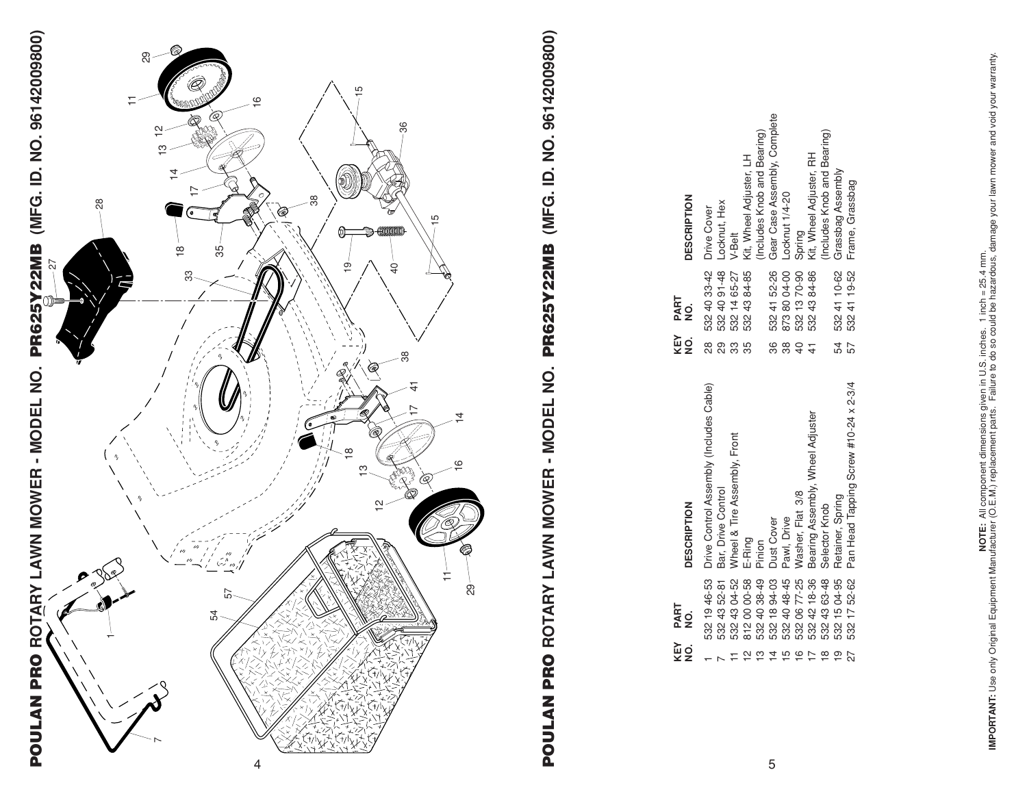# POULAN PRO ROTARY LAWN MOWER - MODEL NO. PR625Y22MB (MFG. ID. NO. 96142009800)

1
7
54
57
27
28
29
11
12
13
14
16
17
18
33
35
38
15
36
19
40
41

# POULAN PRO ROTARY LAWN MOWER - MODEL NO. PR625Y22MB (MFG. ID. NO. 96142009800)

| KEY NO. | PART NO. | DESCRIPTION |
|---|---|---|
| 1 | 532 19 46-53 | Drive Control Assembly (Includes Cable) |
| 7 | 532 43 52-81 | Bar, Drive Control |
| 11 | 532 43 04-52 | Wheel & Tire Assembly, Front |
| 12 | 812 00 00-58 | E-Ring |
| 13 | 532 40 38-49 | Pinion |
| 14 | 532 18 94-03 | Dust Cover |
| 15 | 532 40 48-45 | Pawl, Drive |
| 16 | 532 06 77-25 | Washer, Flat 3/8 |
| 17 | 532 42 18-36 | Bearing Assembly, Wheel Adjuster |
| 18 | 532 43 63-48 | Selector Knob |
| 19 | 532 15 04-95 | Retainer, Spring |
| 27 | 532 17 52-62 | Pan Head Tapping Screw #10-24 x 2-3/4 |
| 28 | 532 40 33-42 | Drive Cover |
| 29 | 532 40 91-48 | Locknut, Hex |
| 33 | 532 14 65-27 | V-Belt |
| 35 | 532 43 84-85 | Kit, Wheel Adjuster, LH (Includes Knob and Bearing) |
| 36 | 532 41 52-26 | Gear Case Assembly, Complete |
| 38 | 873 80 04-00 | Locknut 1/4-20 |
| 40 | 532 13 70-90 | Spring |
| 41 | 532 43 84-86 | Kit, Wheel Adjuster, RH (Includes Knob and Bearing) |
| 54 | 532 41 10-62 | Grassbag Assembly |
| 57 | 532 41 19-52 | Frame, Grassbag |

**NOTE:** All component dimensions given in U.S. inches. 1 inch = 25.4 mm.

**IMPORTANT:** Use only Original Equipment Manufacturer (O.E.M.) replacement parts. Failure to do so could be hazardous, damage your lawn mower and void your warranty.